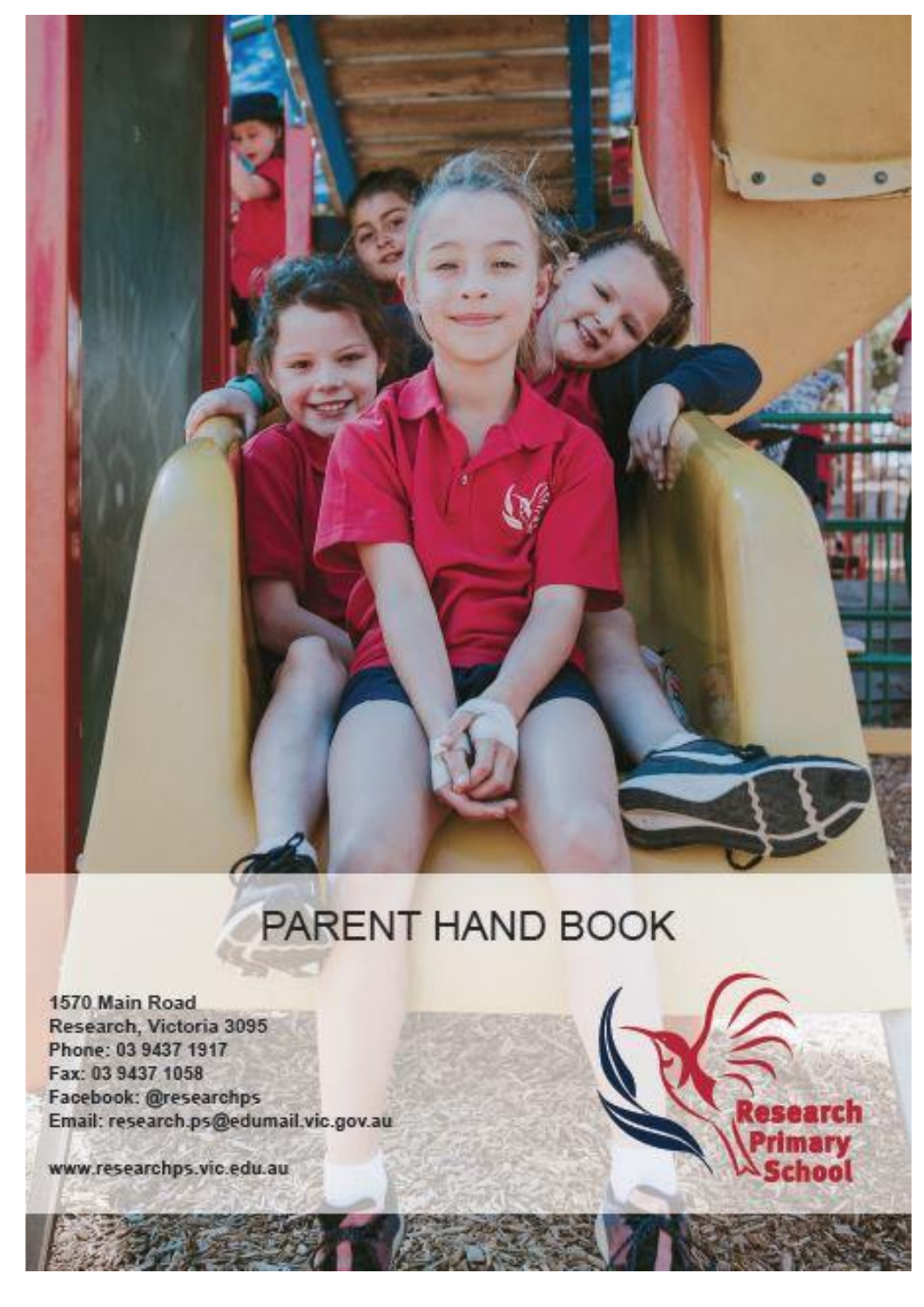# PARENT HAND BOOK

1570 Main Road
Research, Victoria 3095
Phone: 03 9437 1917
Fax: 03 9437 1058
Facebook: @researchps
Email: research.ps@edumail.vic.gov.au

www.researchps.vic.edu.au

Research Primary School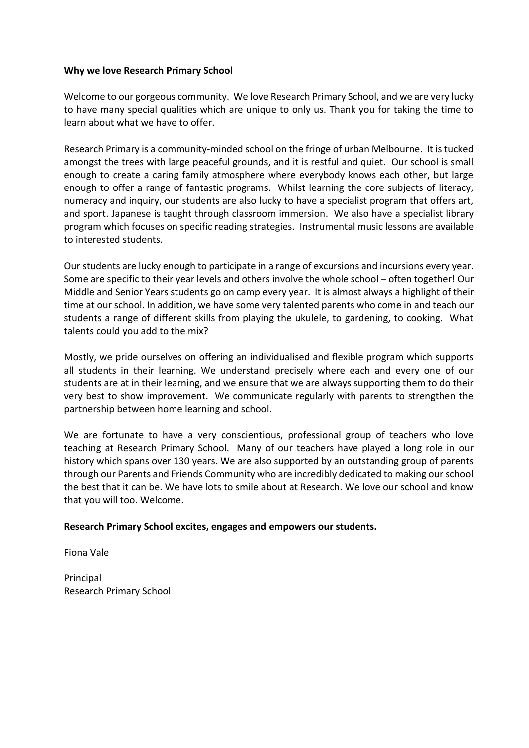**Why we love Research Primary School**

Welcome to our gorgeous community. We love Research Primary School, and we are very lucky to have many special qualities which are unique to only us. Thank you for taking the time to learn about what we have to offer.

Research Primary is a community-minded school on the fringe of urban Melbourne. It is tucked amongst the trees with large peaceful grounds, and it is restful and quiet. Our school is small enough to create a caring family atmosphere where everybody knows each other, but large enough to offer a range of fantastic programs. Whilst learning the core subjects of literacy, numeracy and inquiry, our students are also lucky to have a specialist program that offers art, and sport. Japanese is taught through classroom immersion. We also have a specialist library program which focuses on specific reading strategies. Instrumental music lessons are available to interested students.

Our students are lucky enough to participate in a range of excursions and incursions every year. Some are specific to their year levels and others involve the whole school – often together! Our Middle and Senior Years students go on camp every year. It is almost always a highlight of their time at our school. In addition, we have some very talented parents who come in and teach our students a range of different skills from playing the ukulele, to gardening, to cooking. What talents could you add to the mix?

Mostly, we pride ourselves on offering an individualised and flexible program which supports all students in their learning. We understand precisely where each and every one of our students are at in their learning, and we ensure that we are always supporting them to do their very best to show improvement. We communicate regularly with parents to strengthen the partnership between home learning and school.

We are fortunate to have a very conscientious, professional group of teachers who love teaching at Research Primary School. Many of our teachers have played a long role in our history which spans over 130 years. We are also supported by an outstanding group of parents through our Parents and Friends Community who are incredibly dedicated to making our school the best that it can be. We have lots to smile about at Research. We love our school and know that you will too. Welcome.

**Research Primary School excites, engages and empowers our students.**

Fiona Vale

Principal
Research Primary School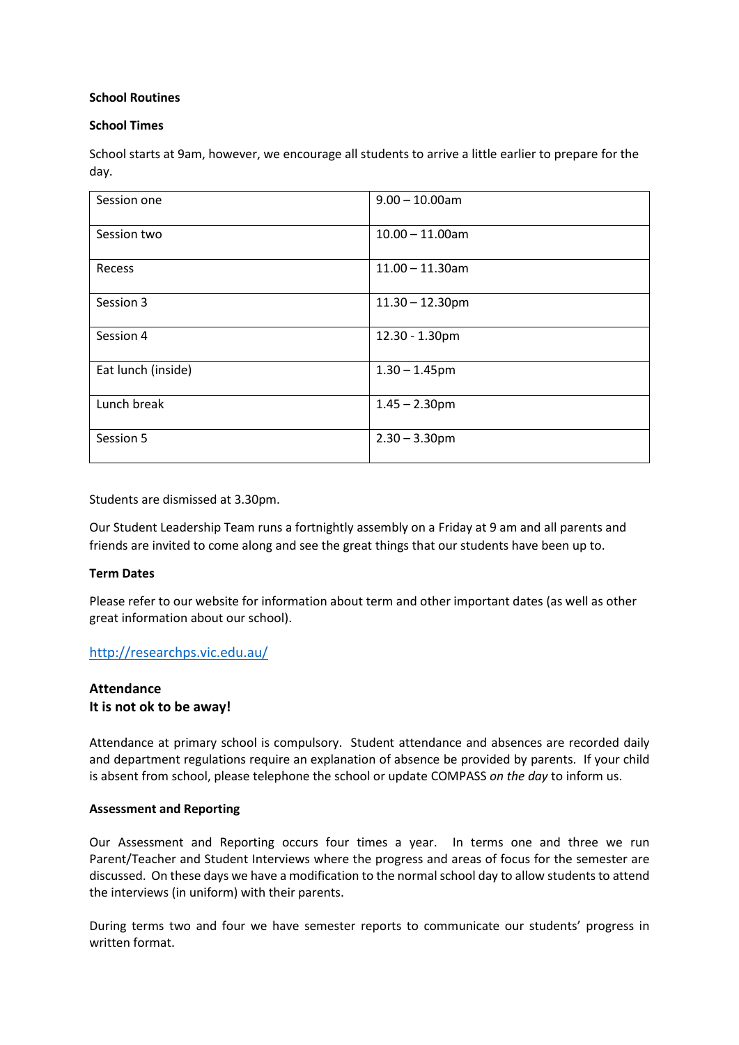**School Routines**

**School Times**

School starts at 9am, however, we encourage all students to arrive a little earlier to prepare for the day.

| Session one | 9.00 – 10.00am |
|---|---|
| Session two | 10.00 – 11.00am |
| Recess | 11.00 – 11.30am |
| Session 3 | 11.30 – 12.30pm |
| Session 4 | 12.30 - 1.30pm |
| Eat lunch (inside) | 1.30 – 1.45pm |
| Lunch break | 1.45 – 2.30pm |
| Session 5 | 2.30 – 3.30pm |

Students are dismissed at 3.30pm.

Our Student Leadership Team runs a fortnightly assembly on a Friday at 9 am and all parents and friends are invited to come along and see the great things that our students have been up to.

**Term Dates**

Please refer to our website for information about term and other important dates (as well as other great information about our school).

[http://researchps.vic.edu.au/](http://researchps.vic.edu.au/)

**Attendance**
**It is not ok to be away!**

Attendance at primary school is compulsory. Student attendance and absences are recorded daily and department regulations require an explanation of absence be provided by parents. If your child is absent from school, please telephone the school or update COMPASS *on the day* to inform us.

**Assessment and Reporting**

Our Assessment and Reporting occurs four times a year. In terms one and three we run Parent/Teacher and Student Interviews where the progress and areas of focus for the semester are discussed. On these days we have a modification to the normal school day to allow students to attend the interviews (in uniform) with their parents.

During terms two and four we have semester reports to communicate our students' progress in written format.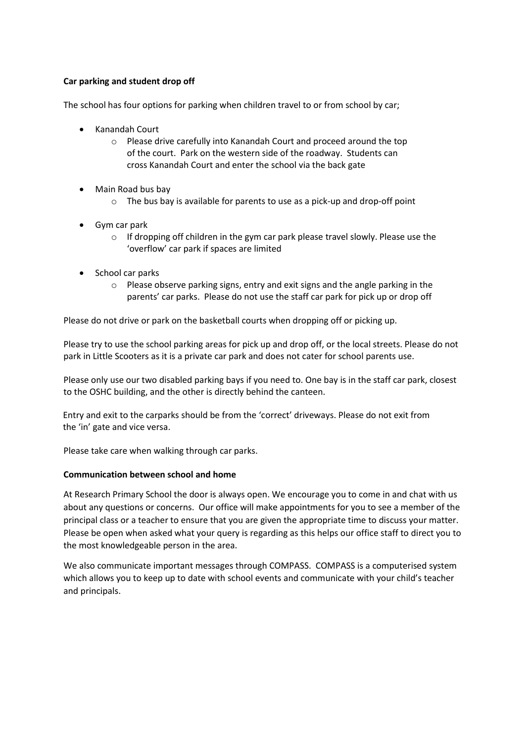**Car parking and student drop off**

The school has four options for parking when children travel to or from school by car;

- Kanandah Court
  - Please drive carefully into Kanandah Court and proceed around the top of the court. Park on the western side of the roadway. Students can cross Kanandah Court and enter the school via the back gate
- Main Road bus bay
  - The bus bay is available for parents to use as a pick-up and drop-off point
- Gym car park
  - If dropping off children in the gym car park please travel slowly. Please use the 'overflow' car park if spaces are limited
- School car parks
  - Please observe parking signs, entry and exit signs and the angle parking in the parents' car parks. Please do not use the staff car park for pick up or drop off

Please do not drive or park on the basketball courts when dropping off or picking up.

Please try to use the school parking areas for pick up and drop off, or the local streets. Please do not park in Little Scooters as it is a private car park and does not cater for school parents use.

Please only use our two disabled parking bays if you need to. One bay is in the staff car park, closest to the OSHC building, and the other is directly behind the canteen.

Entry and exit to the carparks should be from the 'correct' driveways. Please do not exit from the 'in' gate and vice versa.

Please take care when walking through car parks.

**Communication between school and home**

At Research Primary School the door is always open. We encourage you to come in and chat with us about any questions or concerns. Our office will make appointments for you to see a member of the principal class or a teacher to ensure that you are given the appropriate time to discuss your matter. Please be open when asked what your query is regarding as this helps our office staff to direct you to the most knowledgeable person in the area.

We also communicate important messages through COMPASS. COMPASS is a computerised system which allows you to keep up to date with school events and communicate with your child's teacher and principals.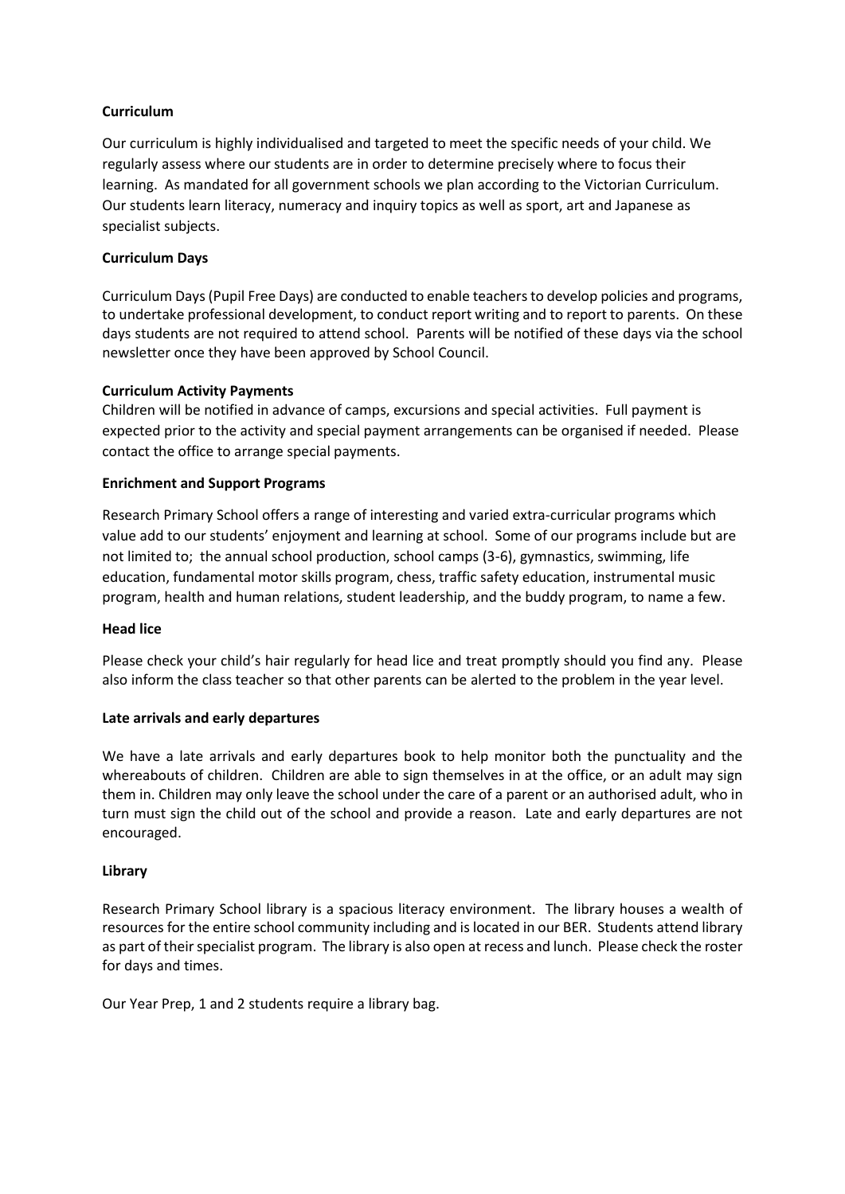**Curriculum**

Our curriculum is highly individualised and targeted to meet the specific needs of your child. We regularly assess where our students are in order to determine precisely where to focus their learning. As mandated for all government schools we plan according to the Victorian Curriculum. Our students learn literacy, numeracy and inquiry topics as well as sport, art and Japanese as specialist subjects.

**Curriculum Days**

Curriculum Days (Pupil Free Days) are conducted to enable teachers to develop policies and programs, to undertake professional development, to conduct report writing and to report to parents. On these days students are not required to attend school. Parents will be notified of these days via the school newsletter once they have been approved by School Council.

**Curriculum Activity Payments**

Children will be notified in advance of camps, excursions and special activities. Full payment is expected prior to the activity and special payment arrangements can be organised if needed. Please contact the office to arrange special payments.

**Enrichment and Support Programs**

Research Primary School offers a range of interesting and varied extra-curricular programs which value add to our students' enjoyment and learning at school. Some of our programs include but are not limited to; the annual school production, school camps (3-6), gymnastics, swimming, life education, fundamental motor skills program, chess, traffic safety education, instrumental music program, health and human relations, student leadership, and the buddy program, to name a few.

**Head lice**

Please check your child's hair regularly for head lice and treat promptly should you find any. Please also inform the class teacher so that other parents can be alerted to the problem in the year level.

**Late arrivals and early departures**

We have a late arrivals and early departures book to help monitor both the punctuality and the whereabouts of children. Children are able to sign themselves in at the office, or an adult may sign them in. Children may only leave the school under the care of a parent or an authorised adult, who in turn must sign the child out of the school and provide a reason. Late and early departures are not encouraged.

**Library**

Research Primary School library is a spacious literacy environment. The library houses a wealth of resources for the entire school community including and is located in our BER. Students attend library as part of their specialist program. The library is also open at recess and lunch. Please check the roster for days and times.

Our Year Prep, 1 and 2 students require a library bag.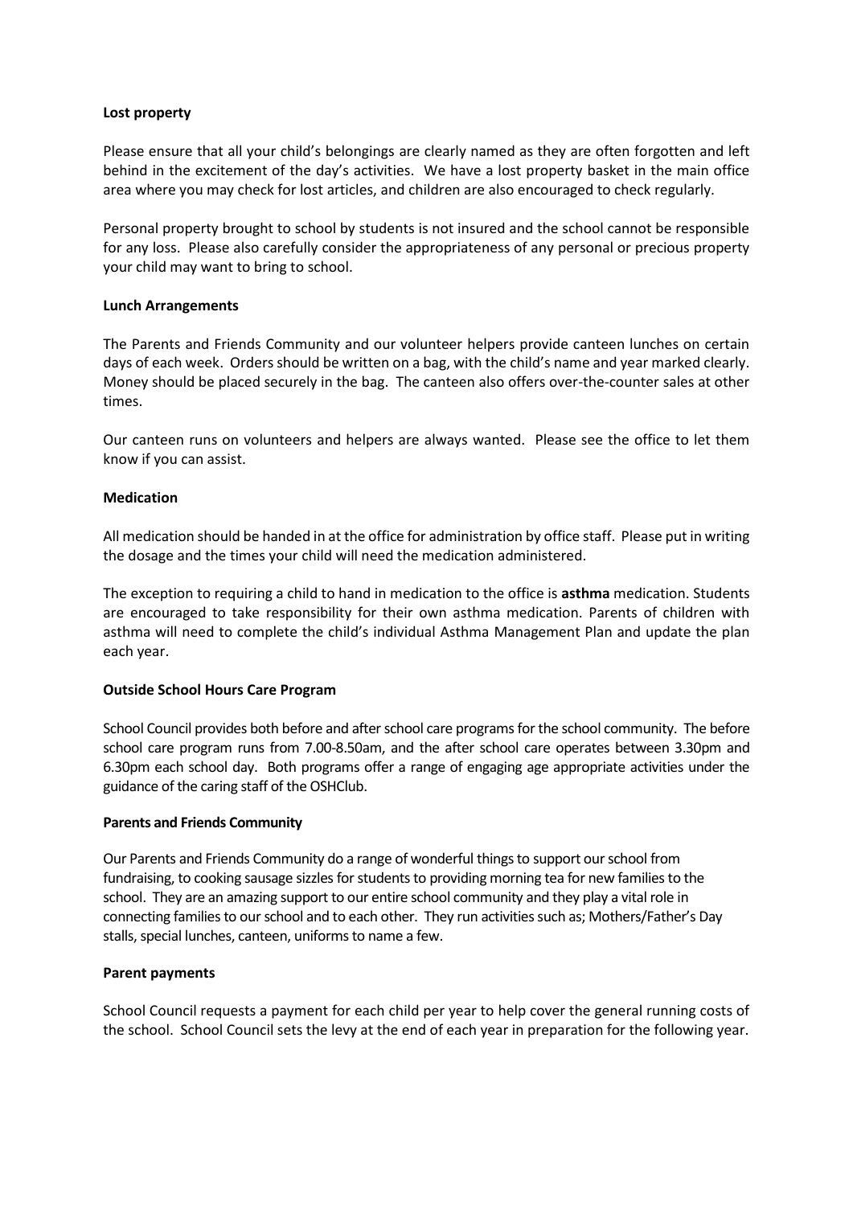**Lost property**

Please ensure that all your child's belongings are clearly named as they are often forgotten and left behind in the excitement of the day's activities. We have a lost property basket in the main office area where you may check for lost articles, and children are also encouraged to check regularly.

Personal property brought to school by students is not insured and the school cannot be responsible for any loss. Please also carefully consider the appropriateness of any personal or precious property your child may want to bring to school.

**Lunch Arrangements**

The Parents and Friends Community and our volunteer helpers provide canteen lunches on certain days of each week. Orders should be written on a bag, with the child's name and year marked clearly. Money should be placed securely in the bag. The canteen also offers over-the-counter sales at other times.

Our canteen runs on volunteers and helpers are always wanted. Please see the office to let them know if you can assist.

**Medication**

All medication should be handed in at the office for administration by office staff. Please put in writing the dosage and the times your child will need the medication administered.

The exception to requiring a child to hand in medication to the office is **asthma** medication. Students are encouraged to take responsibility for their own asthma medication. Parents of children with asthma will need to complete the child's individual Asthma Management Plan and update the plan each year.

**Outside School Hours Care Program**

School Council provides both before and after school care programs for the school community. The before school care program runs from 7.00-8.50am, and the after school care operates between 3.30pm and 6.30pm each school day. Both programs offer a range of engaging age appropriate activities under the guidance of the caring staff of the OSHClub.

**Parents and Friends Community**

Our Parents and Friends Community do a range of wonderful things to support our school from fundraising, to cooking sausage sizzles for students to providing morning tea for new families to the school. They are an amazing support to our entire school community and they play a vital role in connecting families to our school and to each other. They run activities such as; Mothers/Father's Day stalls, special lunches, canteen, uniforms to name a few.

**Parent payments**

School Council requests a payment for each child per year to help cover the general running costs of the school. School Council sets the levy at the end of each year in preparation for the following year.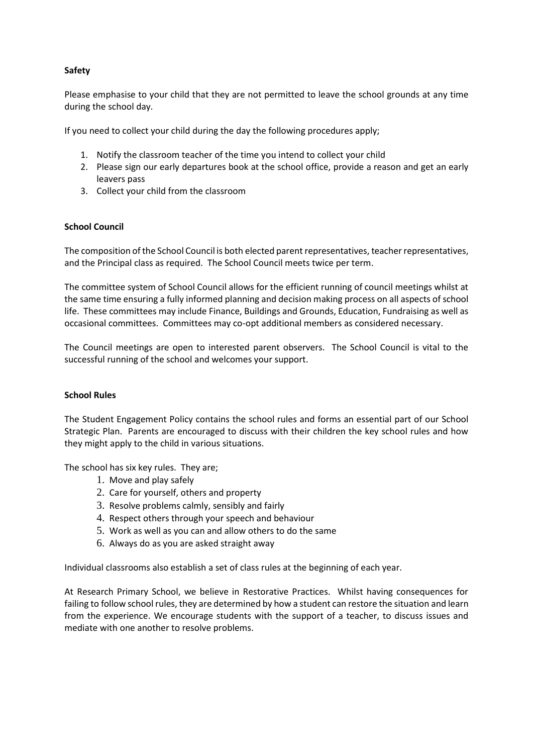**Safety**

Please emphasise to your child that they are not permitted to leave the school grounds at any time during the school day.

If you need to collect your child during the day the following procedures apply;

1. Notify the classroom teacher of the time you intend to collect your child
2. Please sign our early departures book at the school office, provide a reason and get an early leavers pass
3. Collect your child from the classroom

**School Council**

The composition of the School Council is both elected parent representatives, teacher representatives, and the Principal class as required. The School Council meets twice per term.

The committee system of School Council allows for the efficient running of council meetings whilst at the same time ensuring a fully informed planning and decision making process on all aspects of school life. These committees may include Finance, Buildings and Grounds, Education, Fundraising as well as occasional committees. Committees may co-opt additional members as considered necessary.

The Council meetings are open to interested parent observers. The School Council is vital to the successful running of the school and welcomes your support.

**School Rules**

The Student Engagement Policy contains the school rules and forms an essential part of our School Strategic Plan. Parents are encouraged to discuss with their children the key school rules and how they might apply to the child in various situations.

The school has six key rules. They are;

1. Move and play safely
2. Care for yourself, others and property
3. Resolve problems calmly, sensibly and fairly
4. Respect others through your speech and behaviour
5. Work as well as you can and allow others to do the same
6. Always do as you are asked straight away

Individual classrooms also establish a set of class rules at the beginning of each year.

At Research Primary School, we believe in Restorative Practices. Whilst having consequences for failing to follow school rules, they are determined by how a student can restore the situation and learn from the experience. We encourage students with the support of a teacher, to discuss issues and mediate with one another to resolve problems.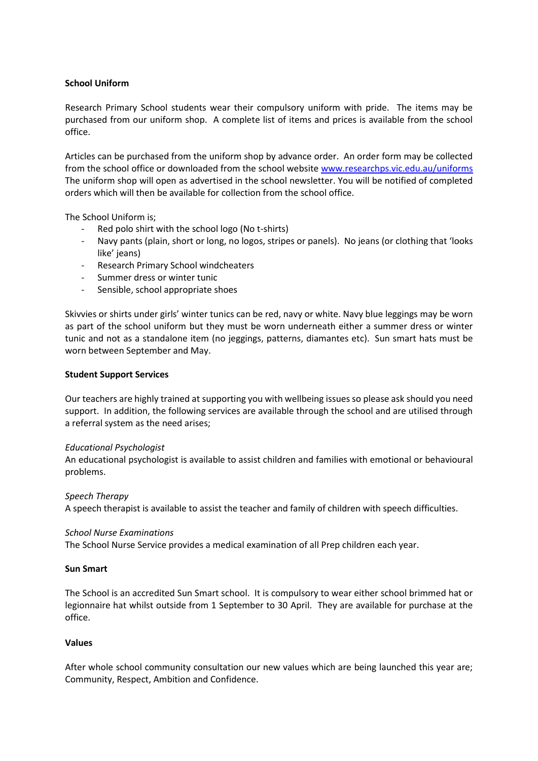**School Uniform**

Research Primary School students wear their compulsory uniform with pride. The items may be purchased from our uniform shop. A complete list of items and prices is available from the school office.

Articles can be purchased from the uniform shop by advance order. An order form may be collected from the school office or downloaded from the school website www.researchps.vic.edu.au/uniforms The uniform shop will open as advertised in the school newsletter. You will be notified of completed orders which will then be available for collection from the school office.

The School Uniform is;

- Red polo shirt with the school logo (No t-shirts)
- Navy pants (plain, short or long, no logos, stripes or panels). No jeans (or clothing that 'looks like' jeans)
- Research Primary School windcheaters
- Summer dress or winter tunic
- Sensible, school appropriate shoes

Skivvies or shirts under girls' winter tunics can be red, navy or white. Navy blue leggings may be worn as part of the school uniform but they must be worn underneath either a summer dress or winter tunic and not as a standalone item (no jeggings, patterns, diamantes etc). Sun smart hats must be worn between September and May.

**Student Support Services**

Our teachers are highly trained at supporting you with wellbeing issues so please ask should you need support. In addition, the following services are available through the school and are utilised through a referral system as the need arises;

*Educational Psychologist*
An educational psychologist is available to assist children and families with emotional or behavioural problems.

*Speech Therapy*
A speech therapist is available to assist the teacher and family of children with speech difficulties.

*School Nurse Examinations*
The School Nurse Service provides a medical examination of all Prep children each year.

**Sun Smart**

The School is an accredited Sun Smart school. It is compulsory to wear either school brimmed hat or legionnaire hat whilst outside from 1 September to 30 April. They are available for purchase at the office.

**Values**

After whole school community consultation our new values which are being launched this year are; Community, Respect, Ambition and Confidence.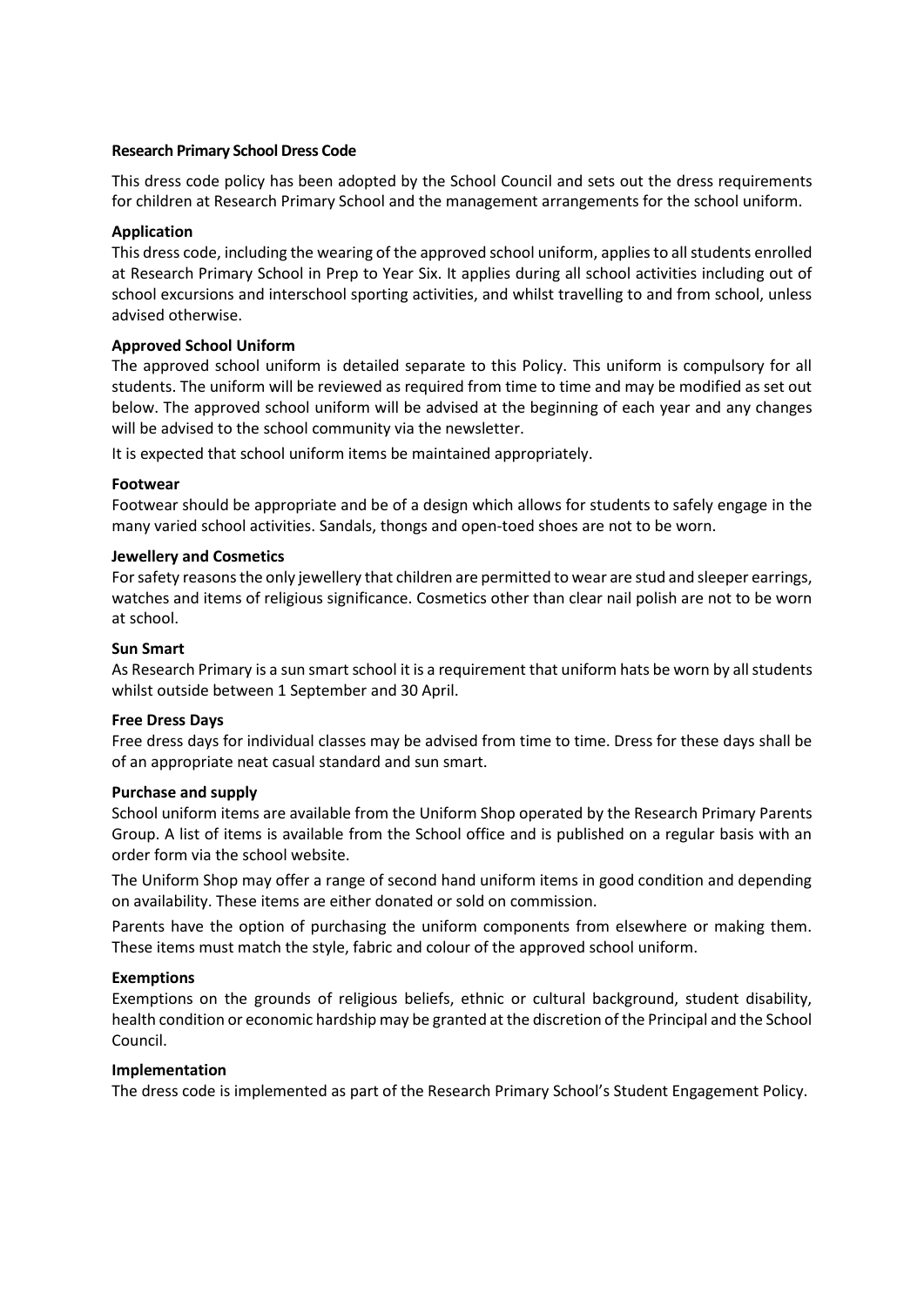**Research Primary School Dress Code**

This dress code policy has been adopted by the School Council and sets out the dress requirements for children at Research Primary School and the management arrangements for the school uniform.

**Application**

This dress code, including the wearing of the approved school uniform, applies to all students enrolled at Research Primary School in Prep to Year Six. It applies during all school activities including out of school excursions and interschool sporting activities, and whilst travelling to and from school, unless advised otherwise.

**Approved School Uniform**

The approved school uniform is detailed separate to this Policy. This uniform is compulsory for all students. The uniform will be reviewed as required from time to time and may be modified as set out below. The approved school uniform will be advised at the beginning of each year and any changes will be advised to the school community via the newsletter.

It is expected that school uniform items be maintained appropriately.

**Footwear**

Footwear should be appropriate and be of a design which allows for students to safely engage in the many varied school activities. Sandals, thongs and open-toed shoes are not to be worn.

**Jewellery and Cosmetics**

For safety reasons the only jewellery that children are permitted to wear are stud and sleeper earrings, watches and items of religious significance. Cosmetics other than clear nail polish are not to be worn at school.

**Sun Smart**

As Research Primary is a sun smart school it is a requirement that uniform hats be worn by all students whilst outside between 1 September and 30 April.

**Free Dress Days**

Free dress days for individual classes may be advised from time to time. Dress for these days shall be of an appropriate neat casual standard and sun smart.

**Purchase and supply**

School uniform items are available from the Uniform Shop operated by the Research Primary Parents Group. A list of items is available from the School office and is published on a regular basis with an order form via the school website.

The Uniform Shop may offer a range of second hand uniform items in good condition and depending on availability. These items are either donated or sold on commission.

Parents have the option of purchasing the uniform components from elsewhere or making them. These items must match the style, fabric and colour of the approved school uniform.

**Exemptions**

Exemptions on the grounds of religious beliefs, ethnic or cultural background, student disability, health condition or economic hardship may be granted at the discretion of the Principal and the School Council.

**Implementation**

The dress code is implemented as part of the Research Primary School's Student Engagement Policy.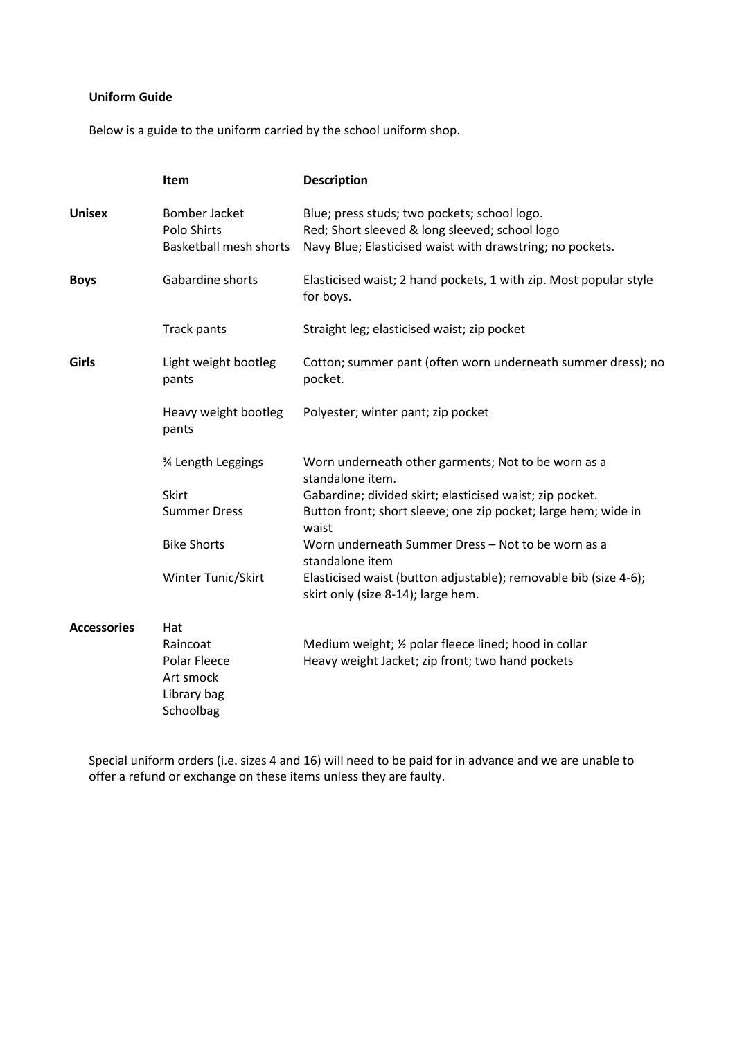**Uniform Guide**

Below is a guide to the uniform carried by the school uniform shop.

| | Item | Description |
|---|---|---|
| **Unisex** | Bomber Jacket | Blue; press studs; two pockets; school logo. |
| | Polo Shirts | Red; Short sleeved & long sleeved; school logo |
| | Basketball mesh shorts | Navy Blue; Elasticised waist with drawstring; no pockets. |
| **Boys** | Gabardine shorts | Elasticised waist; 2 hand pockets, 1 with zip. Most popular style for boys. |
| | Track pants | Straight leg; elasticised waist; zip pocket |
| **Girls** | Light weight bootleg pants | Cotton; summer pant (often worn underneath summer dress); no pocket. |
| | Heavy weight bootleg pants | Polyester; winter pant; zip pocket |
| | ¾ Length Leggings | Worn underneath other garments; Not to be worn as a standalone item. |
| | Skirt | Gabardine; divided skirt; elasticised waist; zip pocket. |
| | Summer Dress | Button front; short sleeve; one zip pocket; large hem; wide in waist |
| | Bike Shorts | Worn underneath Summer Dress – Not to be worn as a standalone item |
| | Winter Tunic/Skirt | Elasticised waist (button adjustable); removable bib (size 4-6); skirt only (size 8-14); large hem. |
| **Accessories** | Hat | |
| | Raincoat | Medium weight; ½ polar fleece lined; hood in collar |
| | Polar Fleece | Heavy weight Jacket; zip front; two hand pockets |
| | Art smock | |
| | Library bag | |
| | Schoolbag | |

Special uniform orders (i.e. sizes 4 and 16) will need to be paid for in advance and we are unable to offer a refund or exchange on these items unless they are faulty.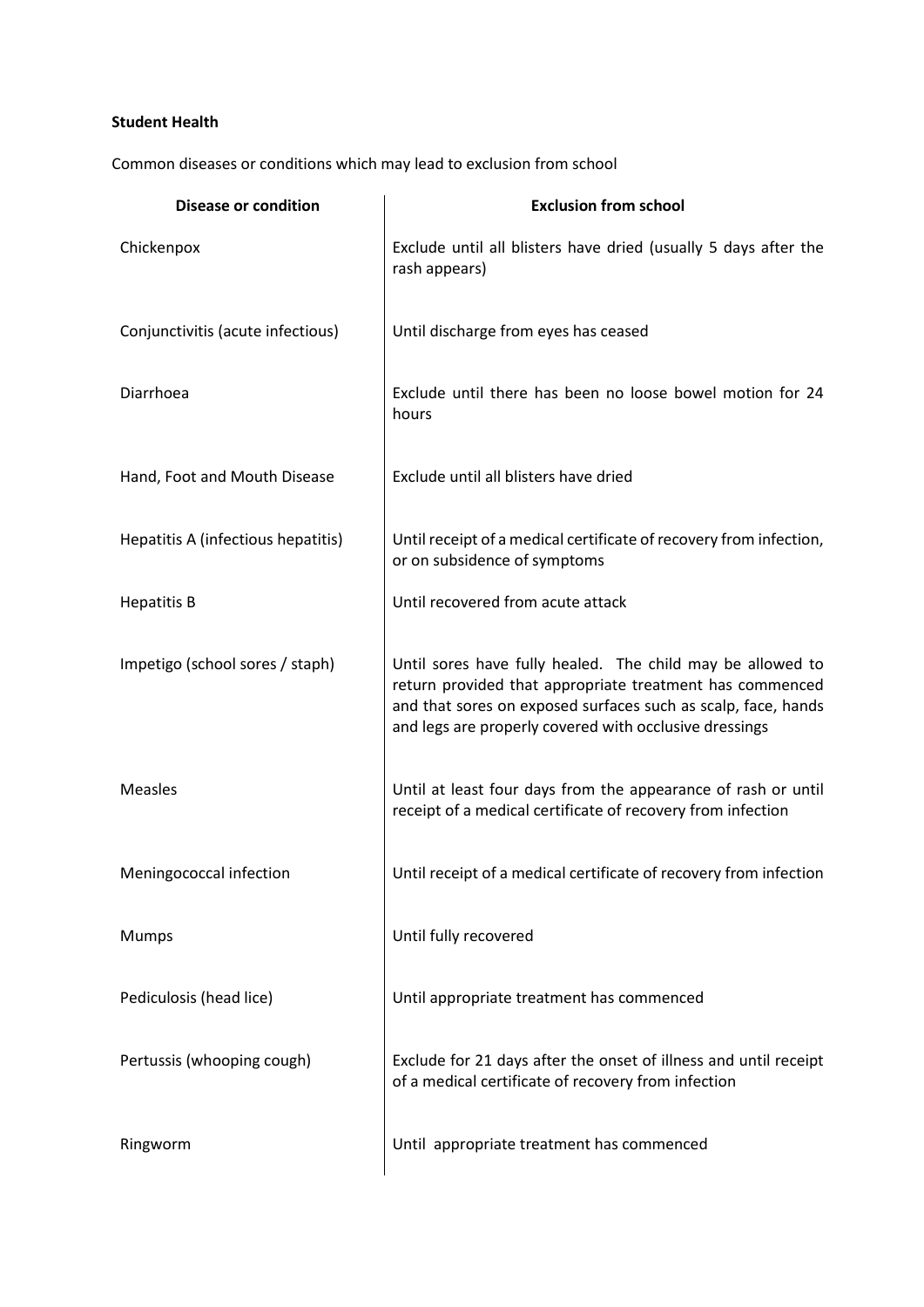**Student Health**

Common diseases or conditions which may lead to exclusion from school

| Disease or condition | Exclusion from school |
| --- | --- |
| Chickenpox | Exclude until all blisters have dried (usually 5 days after the rash appears) |
| Conjunctivitis (acute infectious) | Until discharge from eyes has ceased |
| Diarrhoea | Exclude until there has been no loose bowel motion for 24 hours |
| Hand, Foot and Mouth Disease | Exclude until all blisters have dried |
| Hepatitis A (infectious hepatitis) | Until receipt of a medical certificate of recovery from infection, or on subsidence of symptoms |
| Hepatitis B | Until recovered from acute attack |
| Impetigo (school sores / staph) | Until sores have fully healed. The child may be allowed to return provided that appropriate treatment has commenced and that sores on exposed surfaces such as scalp, face, hands and legs are properly covered with occlusive dressings |
| Measles | Until at least four days from the appearance of rash or until receipt of a medical certificate of recovery from infection |
| Meningococcal infection | Until receipt of a medical certificate of recovery from infection |
| Mumps | Until fully recovered |
| Pediculosis (head lice) | Until appropriate treatment has commenced |
| Pertussis (whooping cough) | Exclude for 21 days after the onset of illness and until receipt of a medical certificate of recovery from infection |
| Ringworm | Until appropriate treatment has commenced |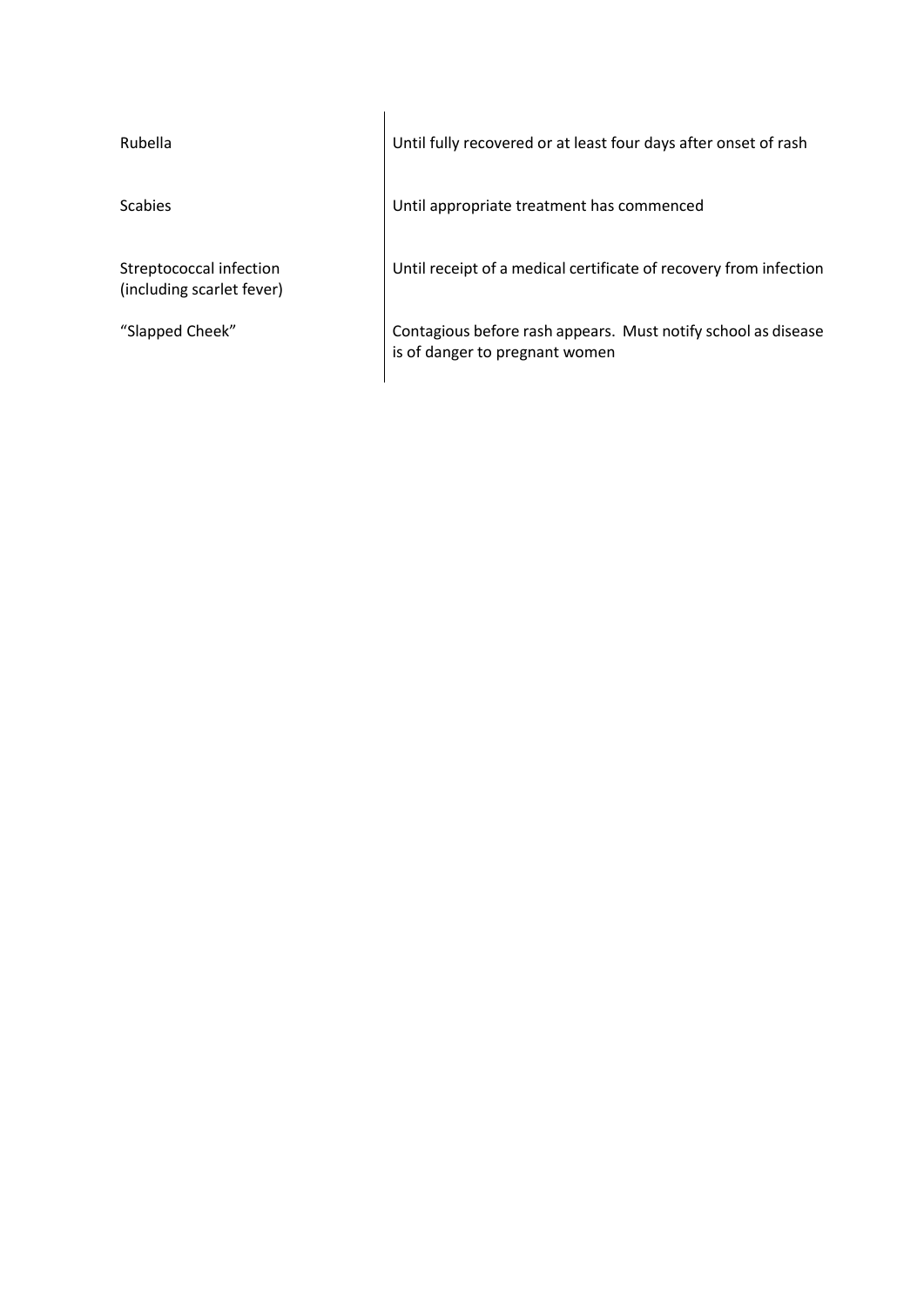| | |
|---|---|
| Rubella | Until fully recovered or at least four days after onset of rash |
| Scabies | Until appropriate treatment has commenced |
| Streptococcal infection (including scarlet fever) | Until receipt of a medical certificate of recovery from infection |
| “Slapped Cheek” | Contagious before rash appears. Must notify school as disease is of danger to pregnant women |